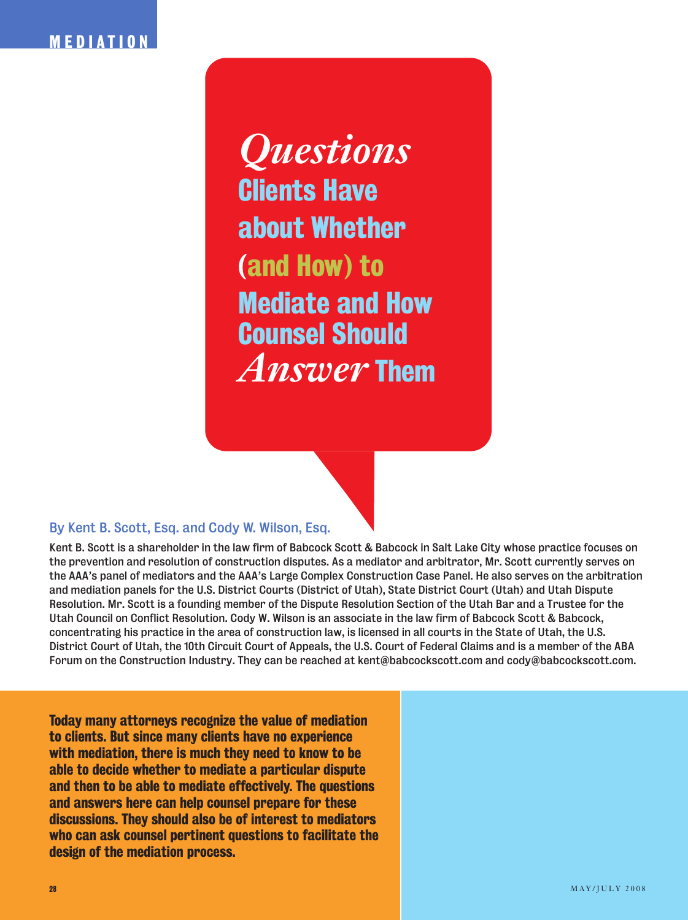# Questions Clients Have about Whether (and How) to Mediate and How Counsel Should Answer Them

By Kent B. Scott, Esq. and Cody W. Wilson, Esq.

Kent B. Scott is a shareholder in the law firm of Babcock Scott & Babcock in Salt Lake City whose practice focuses on the prevention and resolution of construction disputes. As a mediator and arbitrator, Mr. Scott currently serves on the AAA's panel of mediators and the AAA's Large Complex Construction Case Panel. He also serves on the arbitration and mediation panels for the U.S. District Courts (District of Utah), State District Court (Utah) and Utah Dispute Resolution. Mr. Scott is a founding member of the Dispute Resolution Section of the Utah Bar and a Trustee for the Utah Council on Conflict Resolution. Cody W. Wilson is an associate in the law firm of Babcock Scott & Babcock, concentrating his practice in the area of construction law, is licensed in all courts in the State of Utah, the U.S. District Court of Utah, the 10th Circuit Court of Appeals, the U.S. Court of Federal Claims and is a member of the ABA Forum on the Construction Industry. They can be reached at kent@babcockscott.com and cody@babcockscott.com.

**Today many attorneys recognize the value of mediation to clients. But since many clients have no experience with mediation, there is much they need to know to be able to decide whether to mediate a particular dispute and then to be able to mediate effectively. The questions and answers here can help counsel prepare for these discussions. They should also be of interest to mediators who can ask counsel pertinent questions to facilitate the design of the mediation process.**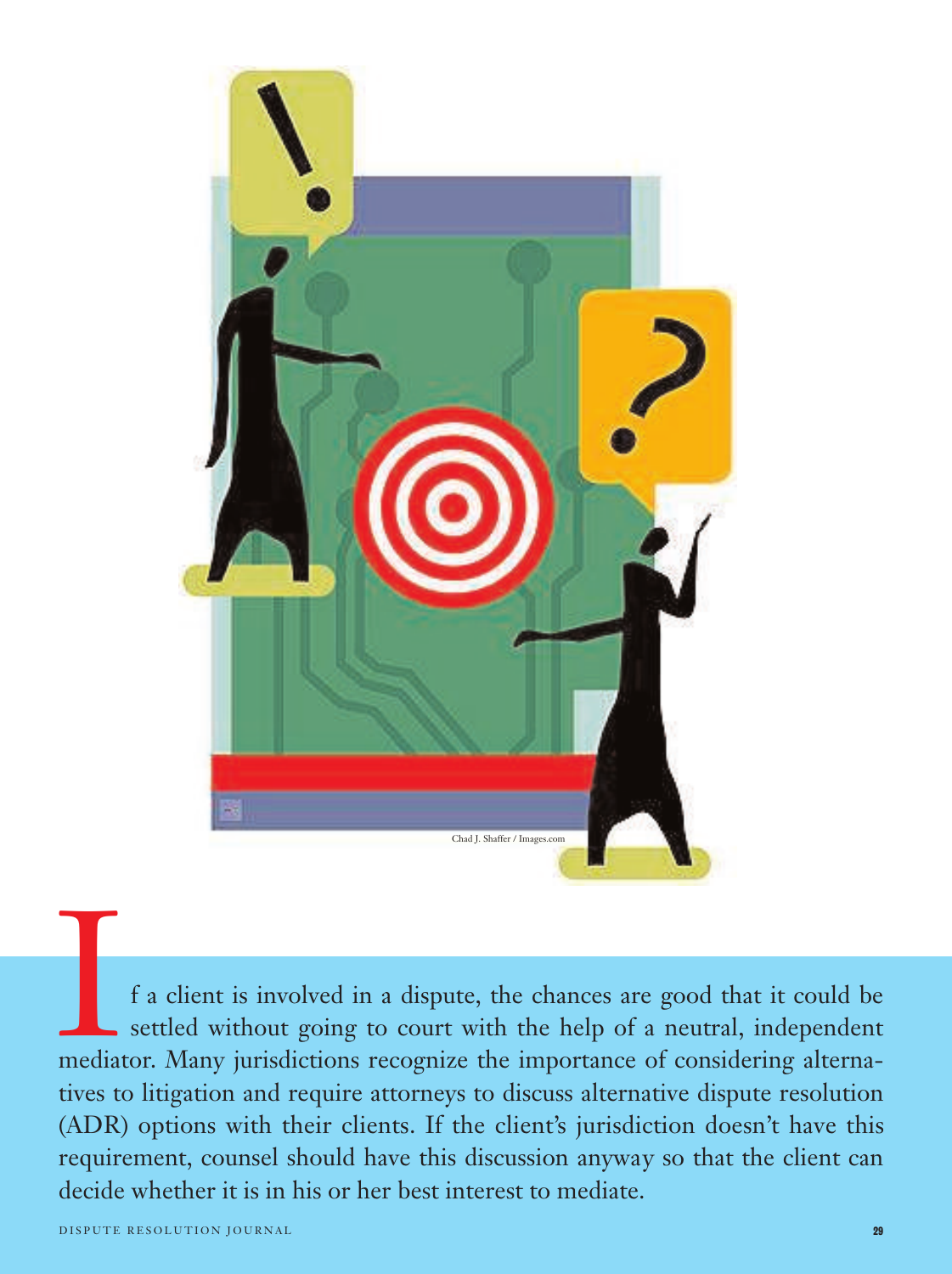Chad J. Shaffer / Images.com

If a client is involved in a dispute, the chances are good that it could be settled without going to court with the help of a neutral, independent mediator. Many jurisdictions recognize the importance of considering alternatives to litigation and require attorneys to discuss alternative dispute resolution (ADR) options with their clients. If the client's jurisdiction doesn't have this requirement, counsel should have this discussion anyway so that the client can decide whether it is in his or her best interest to mediate.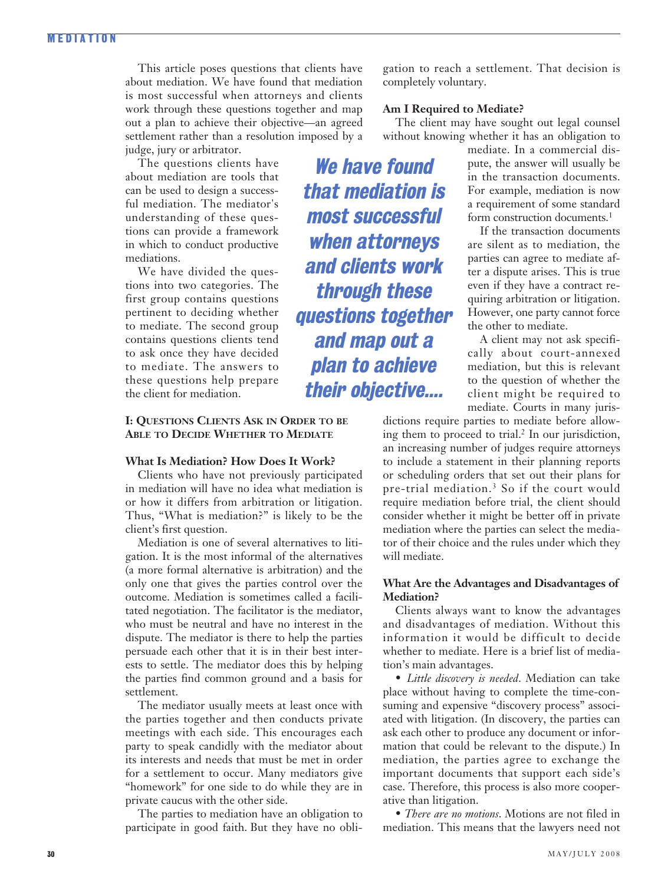This article poses questions that clients have about mediation. We have found that mediation is most successful when attorneys and clients work through these questions together and map out a plan to achieve their objective—an agreed settlement rather than a resolution imposed by a judge, jury or arbitrator.

The questions clients have about mediation are tools that can be used to design a successful mediation. The mediator's understanding of these questions can provide a framework in which to conduct productive mediations.

We have divided the questions into two categories. The first group contains questions pertinent to deciding whether to mediate. The second group contains questions clients tend to ask once they have decided to mediate. The answers to these questions help prepare the client for mediation.

> ***We have found that mediation is most successful when attorneys and clients work through these questions together and map out a plan to achieve their objective....***

## I: Questions Clients Ask in Order to Be Able to Decide Whether to Mediate

### What Is Mediation? How Does It Work?

Clients who have not previously participated in mediation will have no idea what mediation is or how it differs from arbitration or litigation. Thus, "What is mediation?" is likely to be the client's first question.

Mediation is one of several alternatives to litigation. It is the most informal of the alternatives (a more formal alternative is arbitration) and the only one that gives the parties control over the outcome. Mediation is sometimes called a facilitated negotiation. The facilitator is the mediator, who must be neutral and have no interest in the dispute. The mediator is there to help the parties persuade each other that it is in their best interests to settle. The mediator does this by helping the parties find common ground and a basis for settlement.

The mediator usually meets at least once with the parties together and then conducts private meetings with each side. This encourages each party to speak candidly with the mediator about its interests and needs that must be met in order for a settlement to occur. Many mediators give "homework" for one side to do while they are in private caucus with the other side.

The parties to mediation have an obligation to participate in good faith. But they have no obligation to reach a settlement. That decision is completely voluntary.

### Am I Required to Mediate?

The client may have sought out legal counsel without knowing whether it has an obligation to mediate. In a commercial dispute, the answer will usually be in the transaction documents. For example, mediation is now a requirement of some standard form construction documents.[1]

If the transaction documents are silent as to mediation, the parties can agree to mediate after a dispute arises. This is true even if they have a contract requiring arbitration or litigation. However, one party cannot force the other to mediate.

A client may not ask specifically about court-annexed mediation, but this is relevant to the question of whether the client might be required to mediate. Courts in many jurisdictions require parties to mediate before allowing them to proceed to trial.[2] In our jurisdiction, an increasing number of judges require attorneys to include a statement in their planning reports or scheduling orders that set out their plans for pre-trial mediation.[3] So if the court would require mediation before trial, the client should consider whether it might be better off in private mediation where the parties can select the mediator of their choice and the rules under which they will mediate.

### What Are the Advantages and Disadvantages of Mediation?

Clients always want to know the advantages and disadvantages of mediation. Without this information it would be difficult to decide whether to mediate. Here is a brief list of mediation's main advantages.

- *Little discovery is needed*. Mediation can take place without having to complete the time-consuming and expensive "discovery process" associated with litigation. (In discovery, the parties can ask each other to produce any document or information that could be relevant to the dispute.) In mediation, the parties agree to exchange the important documents that support each side's case. Therefore, this process is also more cooperative than litigation.
- *There are no motions*. Motions are not filed in mediation. This means that the lawyers need not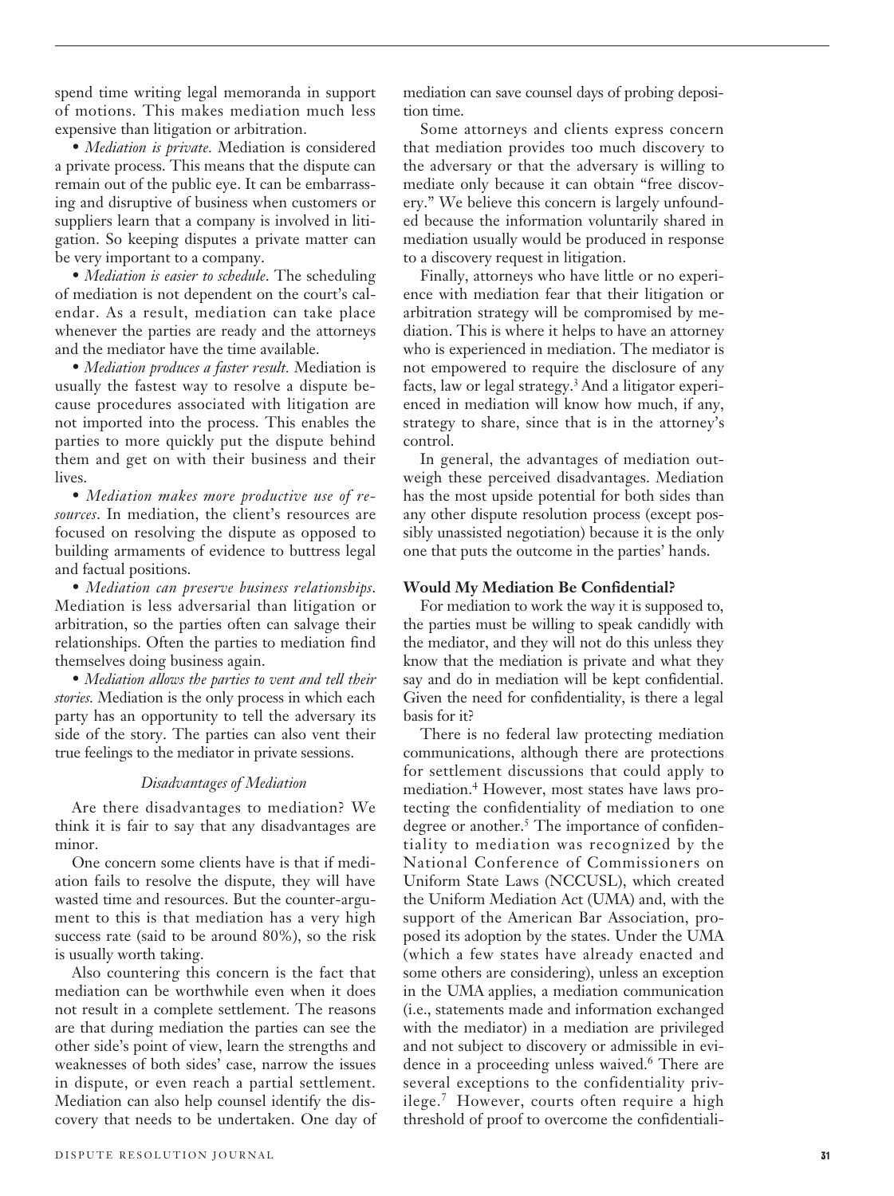spend time writing legal memoranda in support of motions. This makes mediation much less expensive than litigation or arbitration.

• *Mediation is private.* Mediation is considered a private process. This means that the dispute can remain out of the public eye. It can be embarrassing and disruptive of business when customers or suppliers learn that a company is involved in litigation. So keeping disputes a private matter can be very important to a company.

• *Mediation is easier to schedule*. The scheduling of mediation is not dependent on the court's calendar. As a result, mediation can take place whenever the parties are ready and the attorneys and the mediator have the time available.

• *Mediation produces a faster result.* Mediation is usually the fastest way to resolve a dispute because procedures associated with litigation are not imported into the process. This enables the parties to more quickly put the dispute behind them and get on with their business and their lives.

• *Mediation makes more productive use of resources*. In mediation, the client's resources are focused on resolving the dispute as opposed to building armaments of evidence to buttress legal and factual positions.

• *Mediation can preserve business relationships*. Mediation is less adversarial than litigation or arbitration, so the parties often can salvage their relationships. Often the parties to mediation find themselves doing business again.

• *Mediation allows the parties to vent and tell their stories.* Mediation is the only process in which each party has an opportunity to tell the adversary its side of the story. The parties can also vent their true feelings to the mediator in private sessions.

### *Disadvantages of Mediation*

Are there disadvantages to mediation? We think it is fair to say that any disadvantages are minor.

One concern some clients have is that if mediation fails to resolve the dispute, they will have wasted time and resources. But the counter-argument to this is that mediation has a very high success rate (said to be around 80%), so the risk is usually worth taking.

Also countering this concern is the fact that mediation can be worthwhile even when it does not result in a complete settlement. The reasons are that during mediation the parties can see the other side's point of view, learn the strengths and weaknesses of both sides' case, narrow the issues in dispute, or even reach a partial settlement. Mediation can also help counsel identify the discovery that needs to be undertaken. One day of mediation can save counsel days of probing deposition time.

Some attorneys and clients express concern that mediation provides too much discovery to the adversary or that the adversary is willing to mediate only because it can obtain "free discovery." We believe this concern is largely unfounded because the information voluntarily shared in mediation usually would be produced in response to a discovery request in litigation.

Finally, attorneys who have little or no experience with mediation fear that their litigation or arbitration strategy will be compromised by mediation. This is where it helps to have an attorney who is experienced in mediation. The mediator is not empowered to require the disclosure of any facts, law or legal strategy.[3] And a litigator experienced in mediation will know how much, if any, strategy to share, since that is in the attorney's control.

In general, the advantages of mediation outweigh these perceived disadvantages. Mediation has the most upside potential for both sides than any other dispute resolution process (except possibly unassisted negotiation) because it is the only one that puts the outcome in the parties' hands.

### Would My Mediation Be Confidential?

For mediation to work the way it is supposed to, the parties must be willing to speak candidly with the mediator, and they will not do this unless they know that the mediation is private and what they say and do in mediation will be kept confidential. Given the need for confidentiality, is there a legal basis for it?

There is no federal law protecting mediation communications, although there are protections for settlement discussions that could apply to mediation.[4] However, most states have laws protecting the confidentiality of mediation to one degree or another.[5] The importance of confidentiality to mediation was recognized by the National Conference of Commissioners on Uniform State Laws (NCCUSL), which created the Uniform Mediation Act (UMA) and, with the support of the American Bar Association, proposed its adoption by the states. Under the UMA (which a few states have already enacted and some others are considering), unless an exception in the UMA applies, a mediation communication (i.e., statements made and information exchanged with the mediator) in a mediation are privileged and not subject to discovery or admissible in evidence in a proceeding unless waived.[6] There are several exceptions to the confidentiality privilege.[7] However, courts often require a high threshold of proof to overcome the confidentiali-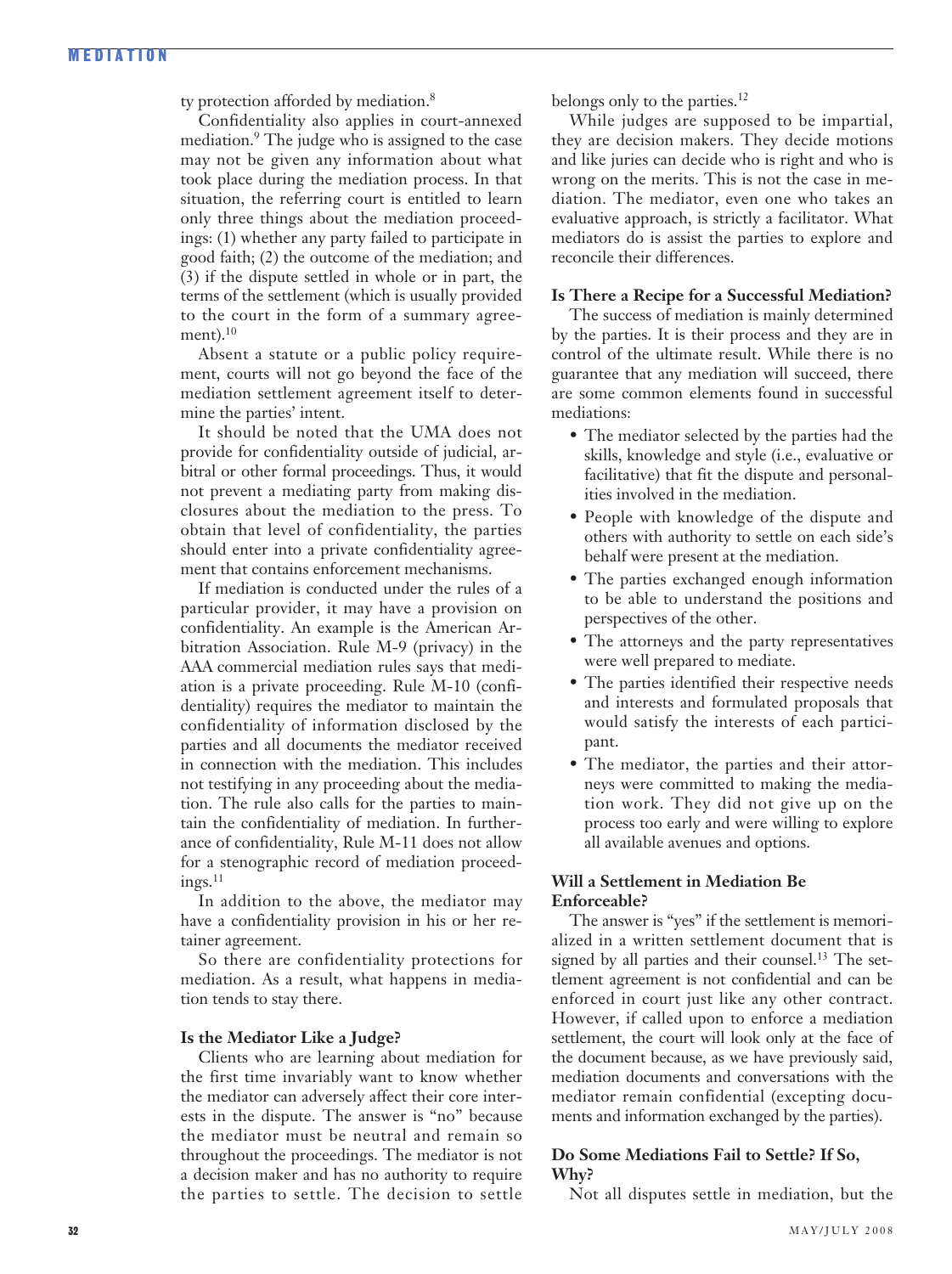ty protection afforded by mediation.[8]

Confidentiality also applies in court-annexed mediation.[9] The judge who is assigned to the case may not be given any information about what took place during the mediation process. In that situation, the referring court is entitled to learn only three things about the mediation proceedings: (1) whether any party failed to participate in good faith; (2) the outcome of the mediation; and (3) if the dispute settled in whole or in part, the terms of the settlement (which is usually provided to the court in the form of a summary agreement).[10]

Absent a statute or a public policy requirement, courts will not go beyond the face of the mediation settlement agreement itself to determine the parties' intent.

It should be noted that the UMA does not provide for confidentiality outside of judicial, arbitral or other formal proceedings. Thus, it would not prevent a mediating party from making disclosures about the mediation to the press. To obtain that level of confidentiality, the parties should enter into a private confidentiality agreement that contains enforcement mechanisms.

If mediation is conducted under the rules of a particular provider, it may have a provision on confidentiality. An example is the American Arbitration Association. Rule M-9 (privacy) in the AAA commercial mediation rules says that mediation is a private proceeding. Rule M-10 (confidentiality) requires the mediator to maintain the confidentiality of information disclosed by the parties and all documents the mediator received in connection with the mediation. This includes not testifying in any proceeding about the mediation. The rule also calls for the parties to maintain the confidentiality of mediation. In furtherance of confidentiality, Rule M-11 does not allow for a stenographic record of mediation proceedings.[11]

In addition to the above, the mediator may have a confidentiality provision in his or her retainer agreement.

So there are confidentiality protections for mediation. As a result, what happens in mediation tends to stay there.

**Is the Mediator Like a Judge?**

Clients who are learning about mediation for the first time invariably want to know whether the mediator can adversely affect their core interests in the dispute. The answer is "no" because the mediator must be neutral and remain so throughout the proceedings. The mediator is not a decision maker and has no authority to require the parties to settle. The decision to settle belongs only to the parties.[12]

While judges are supposed to be impartial, they are decision makers. They decide motions and like juries can decide who is right and who is wrong on the merits. This is not the case in mediation. The mediator, even one who takes an evaluative approach, is strictly a facilitator. What mediators do is assist the parties to explore and reconcile their differences.

**Is There a Recipe for a Successful Mediation?**

The success of mediation is mainly determined by the parties. It is their process and they are in control of the ultimate result. While there is no guarantee that any mediation will succeed, there are some common elements found in successful mediations:

- The mediator selected by the parties had the skills, knowledge and style (i.e., evaluative or facilitative) that fit the dispute and personalities involved in the mediation.
- People with knowledge of the dispute and others with authority to settle on each side's behalf were present at the mediation.
- The parties exchanged enough information to be able to understand the positions and perspectives of the other.
- The attorneys and the party representatives were well prepared to mediate.
- The parties identified their respective needs and interests and formulated proposals that would satisfy the interests of each participant.
- The mediator, the parties and their attorneys were committed to making the mediation work. They did not give up on the process too early and were willing to explore all available avenues and options.

**Will a Settlement in Mediation Be Enforceable?**

The answer is "yes" if the settlement is memorialized in a written settlement document that is signed by all parties and their counsel.[13] The settlement agreement is not confidential and can be enforced in court just like any other contract. However, if called upon to enforce a mediation settlement, the court will look only at the face of the document because, as we have previously said, mediation documents and conversations with the mediator remain confidential (excepting documents and information exchanged by the parties).

**Do Some Mediations Fail to Settle? If So, Why?**

Not all disputes settle in mediation, but the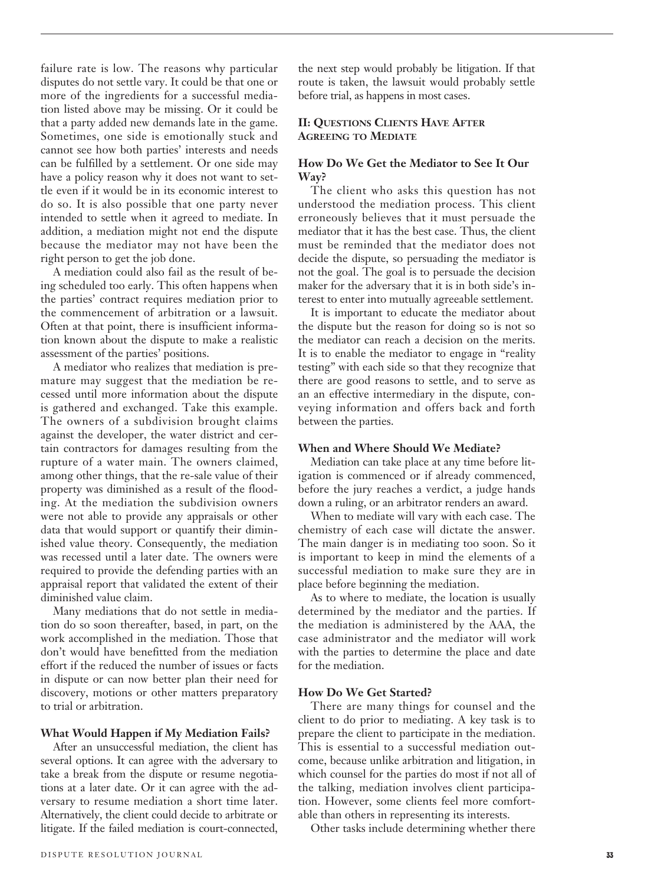failure rate is low. The reasons why particular disputes do not settle vary. It could be that one or more of the ingredients for a successful mediation listed above may be missing. Or it could be that a party added new demands late in the game. Sometimes, one side is emotionally stuck and cannot see how both parties' interests and needs can be fulfilled by a settlement. Or one side may have a policy reason why it does not want to settle even if it would be in its economic interest to do so. It is also possible that one party never intended to settle when it agreed to mediate. In addition, a mediation might not end the dispute because the mediator may not have been the right person to get the job done.

A mediation could also fail as the result of being scheduled too early. This often happens when the parties' contract requires mediation prior to the commencement of arbitration or a lawsuit. Often at that point, there is insufficient information known about the dispute to make a realistic assessment of the parties' positions.

A mediator who realizes that mediation is premature may suggest that the mediation be recessed until more information about the dispute is gathered and exchanged. Take this example. The owners of a subdivision brought claims against the developer, the water district and certain contractors for damages resulting from the rupture of a water main. The owners claimed, among other things, that the re-sale value of their property was diminished as a result of the flooding. At the mediation the subdivision owners were not able to provide any appraisals or other data that would support or quantify their diminished value theory. Consequently, the mediation was recessed until a later date. The owners were required to provide the defending parties with an appraisal report that validated the extent of their diminished value claim.

Many mediations that do not settle in mediation do so soon thereafter, based, in part, on the work accomplished in the mediation. Those that don't would have benefitted from the mediation effort if the reduced the number of issues or facts in dispute or can now better plan their need for discovery, motions or other matters preparatory to trial or arbitration.

### What Would Happen if My Mediation Fails?

After an unsuccessful mediation, the client has several options. It can agree with the adversary to take a break from the dispute or resume negotiations at a later date. Or it can agree with the adversary to resume mediation a short time later. Alternatively, the client could decide to arbitrate or litigate. If the failed mediation is court-connected, the next step would probably be litigation. If that route is taken, the lawsuit would probably settle before trial, as happens in most cases.

## II: Questions Clients Have After Agreeing to Mediate

### How Do We Get the Mediator to See It Our Way?

The client who asks this question has not understood the mediation process. This client erroneously believes that it must persuade the mediator that it has the best case. Thus, the client must be reminded that the mediator does not decide the dispute, so persuading the mediator is not the goal. The goal is to persuade the decision maker for the adversary that it is in both side's interest to enter into mutually agreeable settlement.

It is important to educate the mediator about the dispute but the reason for doing so is not so the mediator can reach a decision on the merits. It is to enable the mediator to engage in "reality testing" with each side so that they recognize that there are good reasons to settle, and to serve as an an effective intermediary in the dispute, conveying information and offers back and forth between the parties.

### When and Where Should We Mediate?

Mediation can take place at any time before litigation is commenced or if already commenced, before the jury reaches a verdict, a judge hands down a ruling, or an arbitrator renders an award.

When to mediate will vary with each case. The chemistry of each case will dictate the answer. The main danger is in mediating too soon. So it is important to keep in mind the elements of a successful mediation to make sure they are in place before beginning the mediation.

As to where to mediate, the location is usually determined by the mediator and the parties. If the mediation is administered by the AAA, the case administrator and the mediator will work with the parties to determine the place and date for the mediation.

### How Do We Get Started?

There are many things for counsel and the client to do prior to mediating. A key task is to prepare the client to participate in the mediation. This is essential to a successful mediation outcome, because unlike arbitration and litigation, in which counsel for the parties do most if not all of the talking, mediation involves client participation. However, some clients feel more comfortable than others in representing its interests.

Other tasks include determining whether there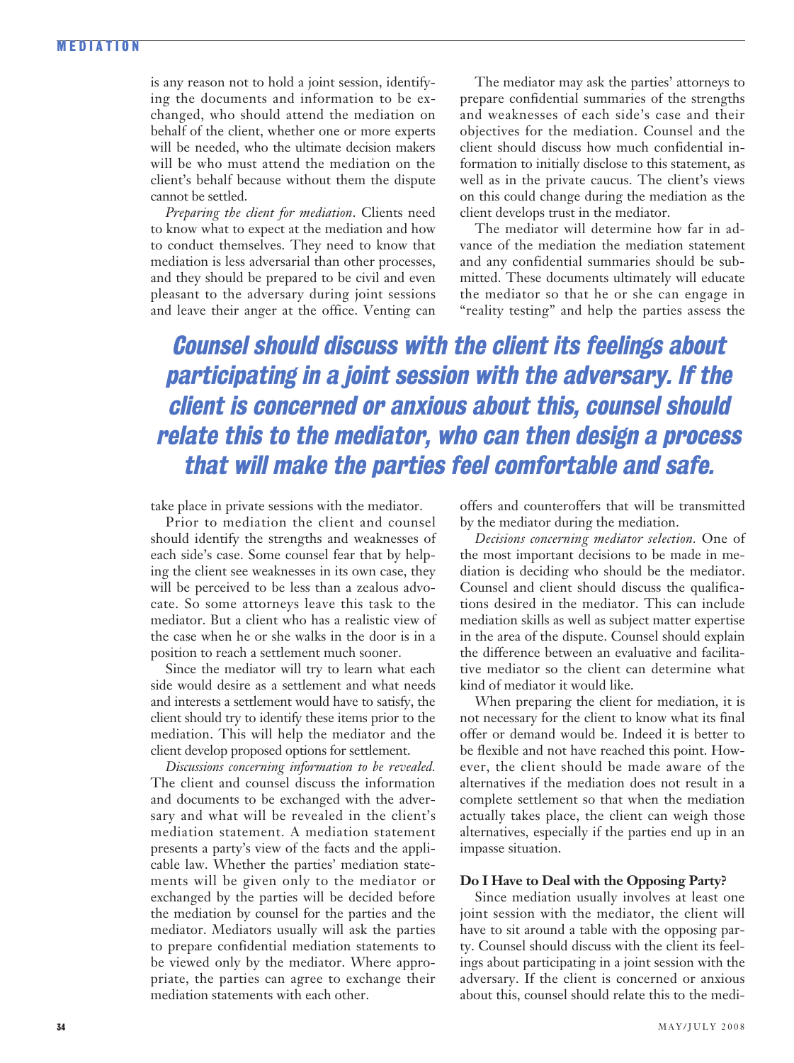is any reason not to hold a joint session, identifying the documents and information to be exchanged, who should attend the mediation on behalf of the client, whether one or more experts will be needed, who the ultimate decision makers will be who must attend the mediation on the client's behalf because without them the dispute cannot be settled.

*Preparing the client for mediation.* Clients need to know what to expect at the mediation and how to conduct themselves. They need to know that mediation is less adversarial than other processes, and they should be prepared to be civil and even pleasant to the adversary during joint sessions and leave their anger at the office. Venting can take place in private sessions with the mediator.

Prior to mediation the client and counsel should identify the strengths and weaknesses of each side's case. Some counsel fear that by helping the client see weaknesses in its own case, they will be perceived to be less than a zealous advocate. So some attorneys leave this task to the mediator. But a client who has a realistic view of the case when he or she walks in the door is in a position to reach a settlement much sooner.

Since the mediator will try to learn what each side would desire as a settlement and what needs and interests a settlement would have to satisfy, the client should try to identify these items prior to the mediation. This will help the mediator and the client develop proposed options for settlement.

*Discussions concerning information to be revealed.* The client and counsel discuss the information and documents to be exchanged with the adversary and what will be revealed in the client's mediation statement. A mediation statement presents a party's view of the facts and the applicable law. Whether the parties' mediation statements will be given only to the mediator or exchanged by the parties will be decided before the mediation by counsel for the parties and the mediator. Mediators usually will ask the parties to prepare confidential mediation statements to be viewed only by the mediator. Where appropriate, the parties can agree to exchange their mediation statements with each other.

The mediator may ask the parties' attorneys to prepare confidential summaries of the strengths and weaknesses of each side's case and their objectives for the mediation. Counsel and the client should discuss how much confidential information to initially disclose to this statement, as well as in the private caucus. The client's views on this could change during the mediation as the client develops trust in the mediator.

The mediator will determine how far in advance of the mediation the mediation statement and any confidential summaries should be submitted. These documents ultimately will educate the mediator so that he or she can engage in "reality testing" and help the parties assess the offers and counteroffers that will be transmitted by the mediator during the mediation.

*Decisions concerning mediator selection.* One of the most important decisions to be made in mediation is deciding who should be the mediator. Counsel and client should discuss the qualifications desired in the mediator. This can include mediation skills as well as subject matter expertise in the area of the dispute. Counsel should explain the difference between an evaluative and facilitative mediator so the client can determine what kind of mediator it would like.

When preparing the client for mediation, it is not necessary for the client to know what its final offer or demand would be. Indeed it is better to be flexible and not have reached this point. However, the client should be made aware of the alternatives if the mediation does not result in a complete settlement so that when the mediation actually takes place, the client can weigh those alternatives, especially if the parties end up in an impasse situation.

**Counsel should discuss with the client its feelings about participating in a joint session with the adversary. If the client is concerned or anxious about this, counsel should relate this to the mediator, who can then design a process that will make the parties feel comfortable and safe.**

### Do I Have to Deal with the Opposing Party?

Since mediation usually involves at least one joint session with the mediator, the client will have to sit around a table with the opposing party. Counsel should discuss with the client its feelings about participating in a joint session with the adversary. If the client is concerned or anxious about this, counsel should relate this to the medi-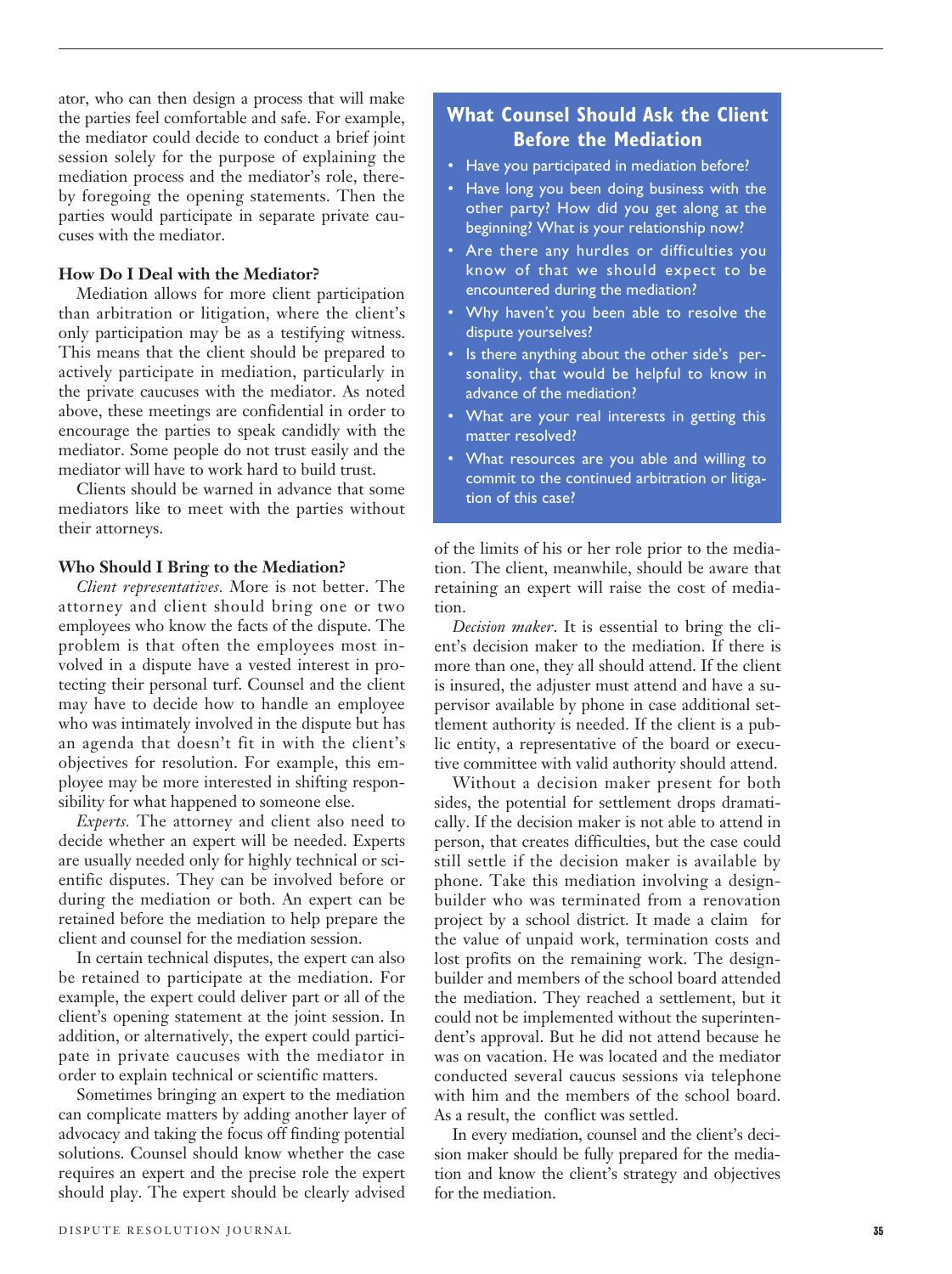ator, who can then design a process that will make the parties feel comfortable and safe. For example, the mediator could decide to conduct a brief joint session solely for the purpose of explaining the mediation process and the mediator's role, thereby foregoing the opening statements. Then the parties would participate in separate private caucuses with the mediator.

**How Do I Deal with the Mediator?**

Mediation allows for more client participation than arbitration or litigation, where the client's only participation may be as a testifying witness. This means that the client should be prepared to actively participate in mediation, particularly in the private caucuses with the mediator. As noted above, these meetings are confidential in order to encourage the parties to speak candidly with the mediator. Some people do not trust easily and the mediator will have to work hard to build trust.

Clients should be warned in advance that some mediators like to meet with the parties without their attorneys.

**Who Should I Bring to the Mediation?**

*Client representatives.* More is not better. The attorney and client should bring one or two employees who know the facts of the dispute. The problem is that often the employees most involved in a dispute have a vested interest in protecting their personal turf. Counsel and the client may have to decide how to handle an employee who was intimately involved in the dispute but has an agenda that doesn't fit in with the client's objectives for resolution. For example, this employee may be more interested in shifting responsibility for what happened to someone else.

*Experts.* The attorney and client also need to decide whether an expert will be needed. Experts are usually needed only for highly technical or scientific disputes. They can be involved before or during the mediation or both. An expert can be retained before the mediation to help prepare the client and counsel for the mediation session.

In certain technical disputes, the expert can also be retained to participate at the mediation. For example, the expert could deliver part or all of the client's opening statement at the joint session. In addition, or alternatively, the expert could participate in private caucuses with the mediator in order to explain technical or scientific matters.

Sometimes bringing an expert to the mediation can complicate matters by adding another layer of advocacy and taking the focus off finding potential solutions. Counsel should know whether the case requires an expert and the precise role the expert should play. The expert should be clearly advised of the limits of his or her role prior to the mediation. The client, meanwhile, should be aware that retaining an expert will raise the cost of mediation.

*Decision maker*. It is essential to bring the client's decision maker to the mediation. If there is more than one, they all should attend. If the client is insured, the adjuster must attend and have a supervisor available by phone in case additional settlement authority is needed. If the client is a public entity, a representative of the board or executive committee with valid authority should attend.

Without a decision maker present for both sides, the potential for settlement drops dramatically. If the decision maker is not able to attend in person, that creates difficulties, but the case could still settle if the decision maker is available by phone. Take this mediation involving a design-builder who was terminated from a renovation project by a school district. It made a claim for the value of unpaid work, termination costs and lost profits on the remaining work. The design-builder and members of the school board attended the mediation. They reached a settlement, but it could not be implemented without the superintendent's approval. But he did not attend because he was on vacation. He was located and the mediator conducted several caucus sessions via telephone with him and the members of the school board. As a result, the conflict was settled.

In every mediation, counsel and the client's decision maker should be fully prepared for the mediation and know the client's strategy and objectives for the mediation.

### What Counsel Should Ask the Client Before the Mediation

- Have you participated in mediation before?
- Have long you been doing business with the other party? How did you get along at the beginning? What is your relationship now?
- Are there any hurdles or difficulties you know of that we should expect to be encountered during the mediation?
- Why haven't you been able to resolve the dispute yourselves?
- Is there anything about the other side's personality, that would be helpful to know in advance of the mediation?
- What are your real interests in getting this matter resolved?
- What resources are you able and willing to commit to the continued arbitration or litigation of this case?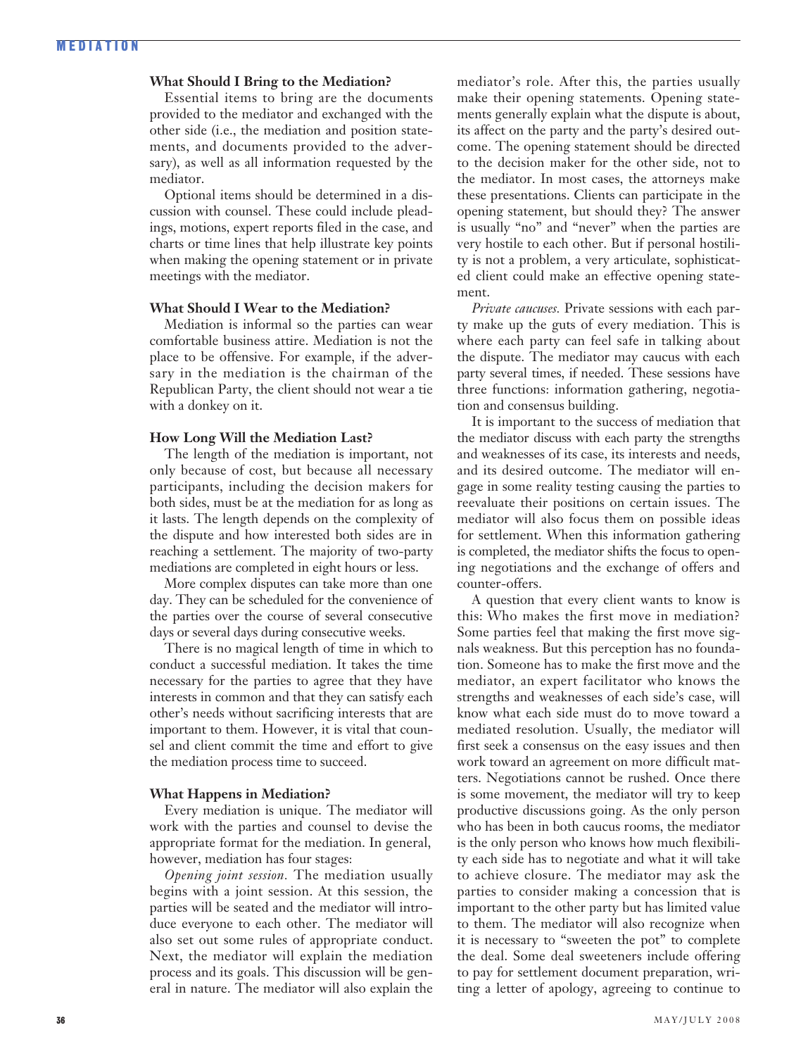**What Should I Bring to the Mediation?**

Essential items to bring are the documents provided to the mediator and exchanged with the other side (i.e., the mediation and position statements, and documents provided to the adversary), as well as all information requested by the mediator.

Optional items should be determined in a discussion with counsel. These could include pleadings, motions, expert reports filed in the case, and charts or time lines that help illustrate key points when making the opening statement or in private meetings with the mediator.

**What Should I Wear to the Mediation?**

Mediation is informal so the parties can wear comfortable business attire. Mediation is not the place to be offensive. For example, if the adversary in the mediation is the chairman of the Republican Party, the client should not wear a tie with a donkey on it.

**How Long Will the Mediation Last?**

The length of the mediation is important, not only because of cost, but because all necessary participants, including the decision makers for both sides, must be at the mediation for as long as it lasts. The length depends on the complexity of the dispute and how interested both sides are in reaching a settlement. The majority of two-party mediations are completed in eight hours or less.

More complex disputes can take more than one day. They can be scheduled for the convenience of the parties over the course of several consecutive days or several days during consecutive weeks.

There is no magical length of time in which to conduct a successful mediation. It takes the time necessary for the parties to agree that they have interests in common and that they can satisfy each other's needs without sacrificing interests that are important to them. However, it is vital that counsel and client commit the time and effort to give the mediation process time to succeed.

**What Happens in Mediation?**

Every mediation is unique. The mediator will work with the parties and counsel to devise the appropriate format for the mediation. In general, however, mediation has four stages:

*Opening joint session.* The mediation usually begins with a joint session. At this session, the parties will be seated and the mediator will introduce everyone to each other. The mediator will also set out some rules of appropriate conduct. Next, the mediator will explain the mediation process and its goals. This discussion will be general in nature. The mediator will also explain the mediator's role. After this, the parties usually make their opening statements. Opening statements generally explain what the dispute is about, its affect on the party and the party's desired outcome. The opening statement should be directed to the decision maker for the other side, not to the mediator. In most cases, the attorneys make these presentations. Clients can participate in the opening statement, but should they? The answer is usually "no" and "never" when the parties are very hostile to each other. But if personal hostility is not a problem, a very articulate, sophisticated client could make an effective opening statement.

*Private caucuses.* Private sessions with each party make up the guts of every mediation. This is where each party can feel safe in talking about the dispute. The mediator may caucus with each party several times, if needed. These sessions have three functions: information gathering, negotiation and consensus building.

It is important to the success of mediation that the mediator discuss with each party the strengths and weaknesses of its case, its interests and needs, and its desired outcome. The mediator will engage in some reality testing causing the parties to reevaluate their positions on certain issues. The mediator will also focus them on possible ideas for settlement. When this information gathering is completed, the mediator shifts the focus to opening negotiations and the exchange of offers and counter-offers.

A question that every client wants to know is this: Who makes the first move in mediation? Some parties feel that making the first move signals weakness. But this perception has no foundation. Someone has to make the first move and the mediator, an expert facilitator who knows the strengths and weaknesses of each side's case, will know what each side must do to move toward a mediated resolution. Usually, the mediator will first seek a consensus on the easy issues and then work toward an agreement on more difficult matters. Negotiations cannot be rushed. Once there is some movement, the mediator will try to keep productive discussions going. As the only person who has been in both caucus rooms, the mediator is the only person who knows how much flexibility each side has to negotiate and what it will take to achieve closure. The mediator may ask the parties to consider making a concession that is important to the other party but has limited value to them. The mediator will also recognize when it is necessary to "sweeten the pot" to complete the deal. Some deal sweeteners include offering to pay for settlement document preparation, writing a letter of apology, agreeing to continue to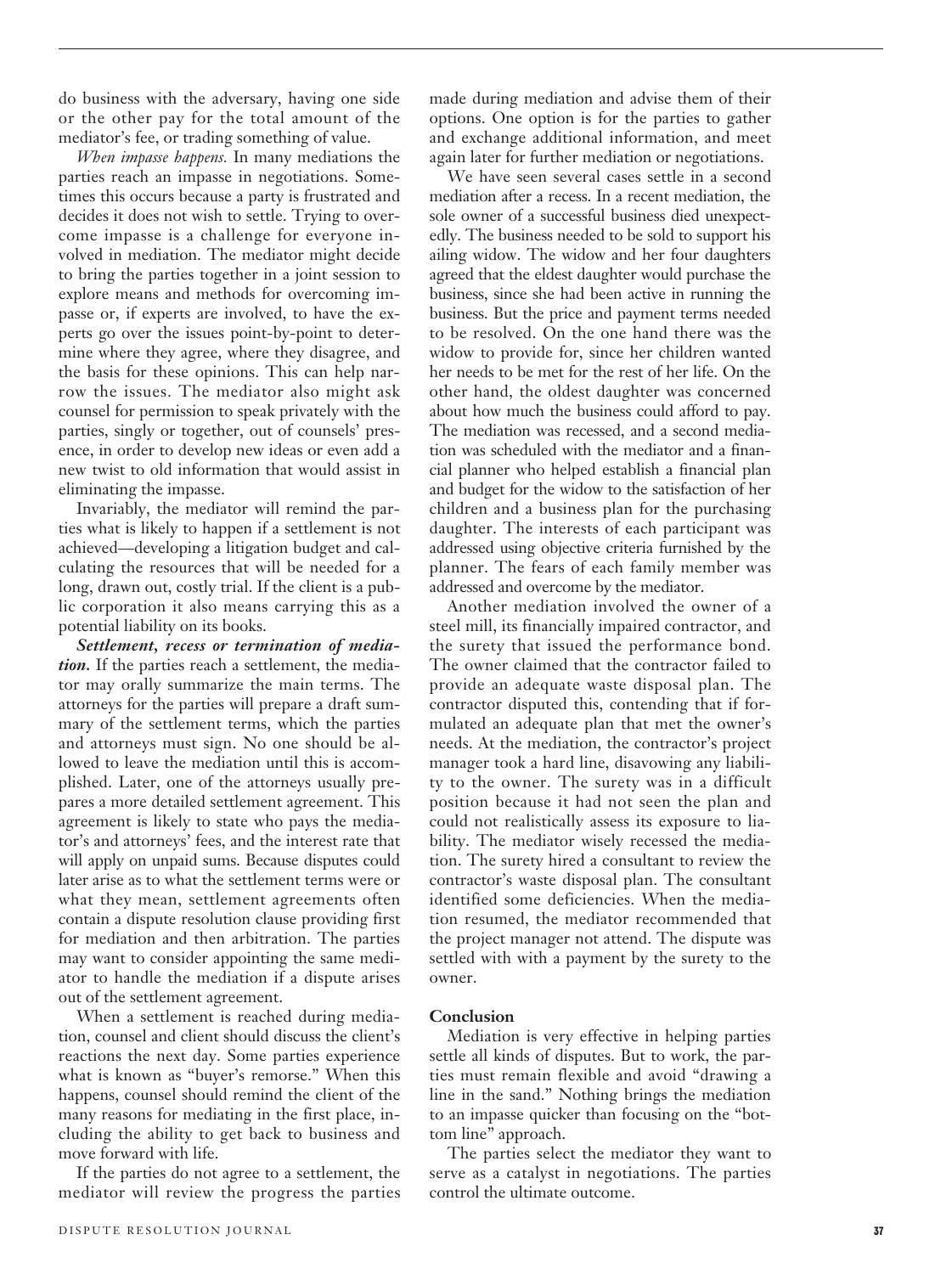do business with the adversary, having one side or the other pay for the total amount of the mediator's fee, or trading something of value.

*When impasse happens.* In many mediations the parties reach an impasse in negotiations. Sometimes this occurs because a party is frustrated and decides it does not wish to settle. Trying to overcome impasse is a challenge for everyone involved in mediation. The mediator might decide to bring the parties together in a joint session to explore means and methods for overcoming impasse or, if experts are involved, to have the experts go over the issues point-by-point to determine where they agree, where they disagree, and the basis for these opinions. This can help narrow the issues. The mediator also might ask counsel for permission to speak privately with the parties, singly or together, out of counsels' presence, in order to develop new ideas or even add a new twist to old information that would assist in eliminating the impasse.

Invariably, the mediator will remind the parties what is likely to happen if a settlement is not achieved—developing a litigation budget and calculating the resources that will be needed for a long, drawn out, costly trial. If the client is a public corporation it also means carrying this as a potential liability on its books.

***Settlement, recess or termination of mediation.*** If the parties reach a settlement, the mediator may orally summarize the main terms. The attorneys for the parties will prepare a draft summary of the settlement terms, which the parties and attorneys must sign. No one should be allowed to leave the mediation until this is accomplished. Later, one of the attorneys usually prepares a more detailed settlement agreement. This agreement is likely to state who pays the mediator's and attorneys' fees, and the interest rate that will apply on unpaid sums. Because disputes could later arise as to what the settlement terms were or what they mean, settlement agreements often contain a dispute resolution clause providing first for mediation and then arbitration. The parties may want to consider appointing the same mediator to handle the mediation if a dispute arises out of the settlement agreement.

When a settlement is reached during mediation, counsel and client should discuss the client's reactions the next day. Some parties experience what is known as "buyer's remorse." When this happens, counsel should remind the client of the many reasons for mediating in the first place, including the ability to get back to business and move forward with life.

If the parties do not agree to a settlement, the mediator will review the progress the parties made during mediation and advise them of their options. One option is for the parties to gather and exchange additional information, and meet again later for further mediation or negotiations.

We have seen several cases settle in a second mediation after a recess. In a recent mediation, the sole owner of a successful business died unexpectedly. The business needed to be sold to support his ailing widow. The widow and her four daughters agreed that the eldest daughter would purchase the business, since she had been active in running the business. But the price and payment terms needed to be resolved. On the one hand there was the widow to provide for, since her children wanted her needs to be met for the rest of her life. On the other hand, the oldest daughter was concerned about how much the business could afford to pay. The mediation was recessed, and a second mediation was scheduled with the mediator and a financial planner who helped establish a financial plan and budget for the widow to the satisfaction of her children and a business plan for the purchasing daughter. The interests of each participant was addressed using objective criteria furnished by the planner. The fears of each family member was addressed and overcome by the mediator.

Another mediation involved the owner of a steel mill, its financially impaired contractor, and the surety that issued the performance bond. The owner claimed that the contractor failed to provide an adequate waste disposal plan. The contractor disputed this, contending that if formulated an adequate plan that met the owner's needs. At the mediation, the contractor's project manager took a hard line, disavowing any liability to the owner. The surety was in a difficult position because it had not seen the plan and could not realistically assess its exposure to liability. The mediator wisely recessed the mediation. The surety hired a consultant to review the contractor's waste disposal plan. The consultant identified some deficiencies. When the mediation resumed, the mediator recommended that the project manager not attend. The dispute was settled with with a payment by the surety to the owner.

**Conclusion**

Mediation is very effective in helping parties settle all kinds of disputes. But to work, the parties must remain flexible and avoid "drawing a line in the sand." Nothing brings the mediation to an impasse quicker than focusing on the "bottom line" approach.

The parties select the mediator they want to serve as a catalyst in negotiations. The parties control the ultimate outcome.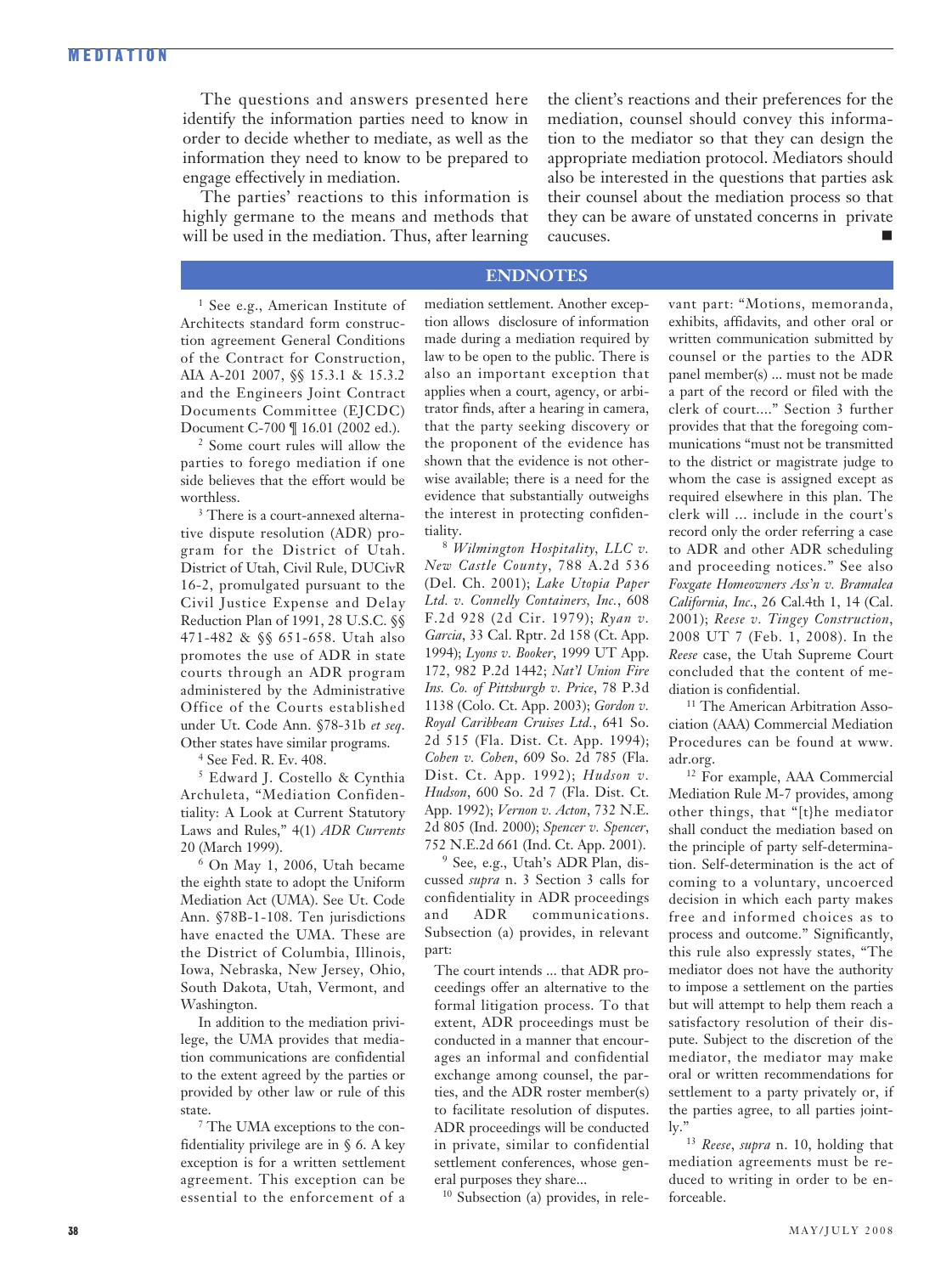The questions and answers presented here identify the information parties need to know in order to decide whether to mediate, as well as the information they need to know to be prepared to engage effectively in mediation.

The parties' reactions to this information is highly germane to the means and methods that will be used in the mediation. Thus, after learning the client's reactions and their preferences for the mediation, counsel should convey this information to the mediator so that they can design the appropriate mediation protocol. Mediators should also be interested in the questions that parties ask their counsel about the mediation process so that they can be aware of unstated concerns in private caucuses. ■

## ENDNOTES

[1] See e.g., American Institute of Architects standard form construction agreement General Conditions of the Contract for Construction, AIA A-201 2007, §§ 15.3.1 & 15.3.2 and the Engineers Joint Contract Documents Committee (EJCDC) Document C-700 ¶ 16.01 (2002 ed.).

[2] Some court rules will allow the parties to forego mediation if one side believes that the effort would be worthless.

[3] There is a court-annexed alternative dispute resolution (ADR) program for the District of Utah. District of Utah, Civil Rule, DUCivR 16-2, promulgated pursuant to the Civil Justice Expense and Delay Reduction Plan of 1991, 28 U.S.C. §§ 471-482 & §§ 651-658. Utah also promotes the use of ADR in state courts through an ADR program administered by the Administrative Office of the Courts established under Ut. Code Ann. §78-31b *et seq*. Other states have similar programs.

[4] See Fed. R. Ev. 408.

[5] Edward J. Costello & Cynthia Archuleta, "Mediation Confidentiality: A Look at Current Statutory Laws and Rules," 4(1) *ADR Currents* 20 (March 1999).

[6] On May 1, 2006, Utah became the eighth state to adopt the Uniform Mediation Act (UMA). See Ut. Code Ann. §78B-1-108. Ten jurisdictions have enacted the UMA. These are the District of Columbia, Illinois, Iowa, Nebraska, New Jersey, Ohio, South Dakota, Utah, Vermont, and Washington.

In addition to the mediation privilege, the UMA provides that mediation communications are confidential to the extent agreed by the parties or provided by other law or rule of this state.

[7] The UMA exceptions to the confidentiality privilege are in § 6. A key exception is for a written settlement agreement. This exception can be essential to the enforcement of a mediation settlement. Another exception allows disclosure of information made during a mediation required by law to be open to the public. There is also an important exception that applies when a court, agency, or arbitrator finds, after a hearing in camera, that the party seeking discovery or the proponent of the evidence has shown that the evidence is not otherwise available; there is a need for the evidence that substantially outweighs the interest in protecting confidentiality.

[8] *Wilmington Hospitality, LLC v. New Castle County*, 788 A.2d 536 (Del. Ch. 2001); *Lake Utopia Paper Ltd. v. Connelly Containers, Inc.*, 608 F.2d 928 (2d Cir. 1979); *Ryan v. Garcia*, 33 Cal. Rptr. 2d 158 (Ct. App. 1994); *Lyons v. Booker*, 1999 UT App. 172, 982 P.2d 1442; *Nat'l Union Fire Ins. Co. of Pittsburgh v. Price*, 78 P.3d 1138 (Colo. Ct. App. 2003); *Gordon v. Royal Caribbean Cruises Ltd.*, 641 So. 2d 515 (Fla. Dist. Ct. App. 1994); *Cohen v. Cohen*, 609 So. 2d 785 (Fla. Dist. Ct. App. 1992); *Hudson v. Hudson*, 600 So. 2d 7 (Fla. Dist. Ct. App. 1992); *Vernon v. Acton*, 732 N.E. 2d 805 (Ind. 2000); *Spencer v. Spencer*, 752 N.E.2d 661 (Ind. Ct. App. 2001).

[9] See, e.g., Utah's ADR Plan, discussed *supra* n. 3 Section 3 calls for confidentiality in ADR proceedings and ADR communications. Subsection (a) provides, in relevant part:

> The court intends ... that ADR proceedings offer an alternative to the formal litigation process. To that extent, ADR proceedings must be conducted in a manner that encourages an informal and confidential exchange among counsel, the parties, and the ADR roster member(s) to facilitate resolution of disputes. ADR proceedings will be conducted in private, similar to confidential settlement conferences, whose general purposes they share...

[10] Subsection (a) provides, in relevant part: "Motions, memoranda, exhibits, affidavits, and other oral or written communication submitted by counsel or the parties to the ADR panel member(s) ... must not be made a part of the record or filed with the clerk of court...." Section 3 further provides that that the foregoing communications "must not be transmitted to the district or magistrate judge to whom the case is assigned except as required elsewhere in this plan. The clerk will ... include in the court's record only the order referring a case to ADR and other ADR scheduling and proceeding notices." See also *Foxgate Homeowners Ass'n v. Bramalea California, Inc.*, 26 Cal.4th 1, 14 (Cal. 2001); *Reese v. Tingey Construction*, 2008 UT 7 (Feb. 1, 2008). In the *Reese* case, the Utah Supreme Court concluded that the content of mediation is confidential.

[11] The American Arbitration Association (AAA) Commercial Mediation Procedures can be found at www.adr.org.

[12] For example, AAA Commercial Mediation Rule M-7 provides, among other things, that "[t]he mediator shall conduct the mediation based on the principle of party self-determination. Self-determination is the act of coming to a voluntary, uncoerced decision in which each party makes free and informed choices as to process and outcome." Significantly, this rule also expressly states, "The mediator does not have the authority to impose a settlement on the parties but will attempt to help them reach a satisfactory resolution of their dispute. Subject to the discretion of the mediator, the mediator may make oral or written recommendations for settlement to a party privately or, if the parties agree, to all parties jointly."

[13] *Reese*, *supra* n. 10, holding that mediation agreements must be reduced to writing in order to be enforceable.